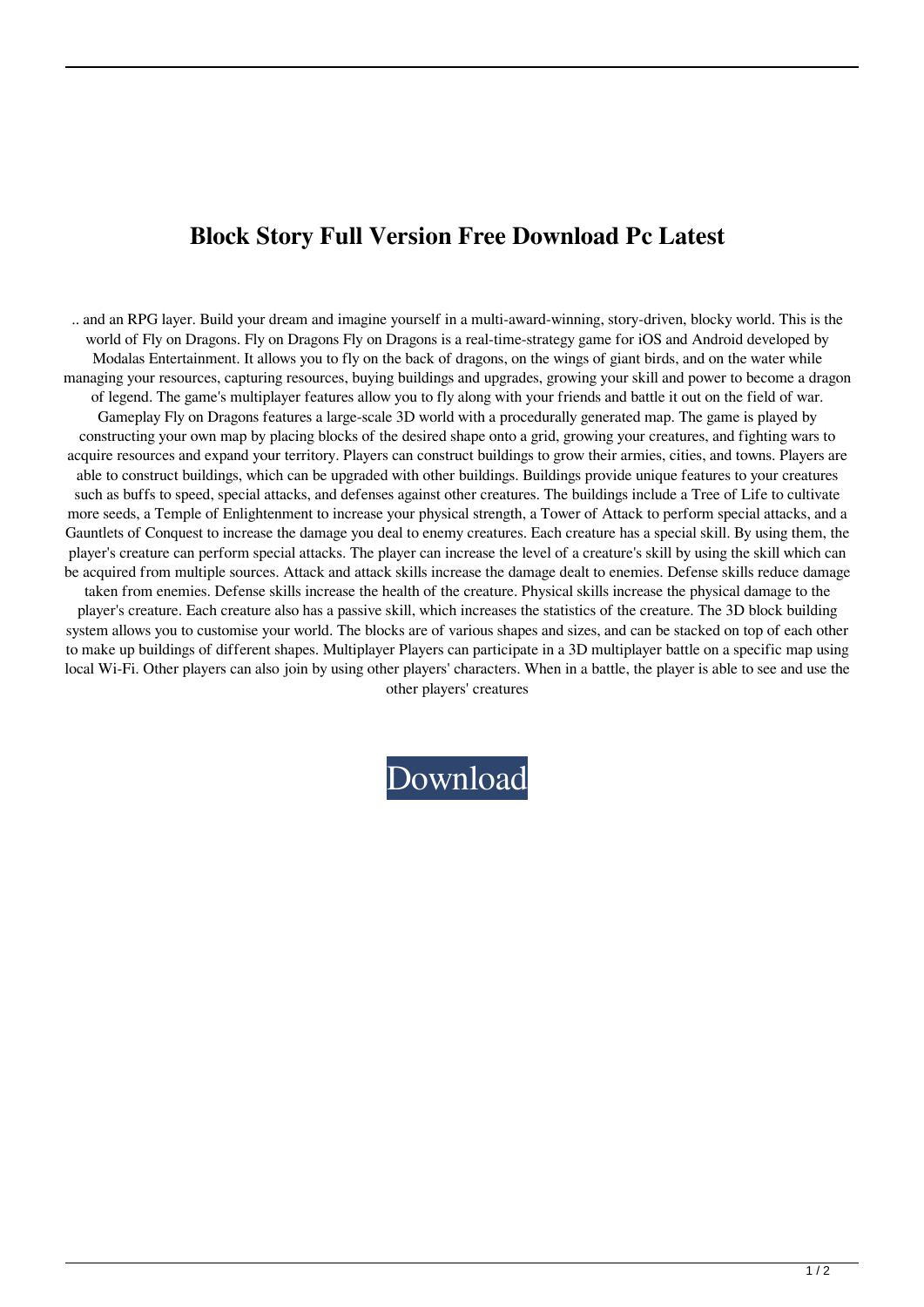# Block Story Full Version Free Download Pc Latest

.. and an RPG layer. Build your dream and imagine yourself in a multi-award-winning, story-driven, blocky world. This is the world of Fly on Dragons. Fly on Dragons Fly on Dragons is a real-time-strategy game for iOS and Android developed by Modalas Entertainment. It allows you to fly on the back of dragons, on the wings of giant birds, and on the water while managing your resources, capturing resources, buying buildings and upgrades, growing your skill and power to become a dragon of legend. The game's multiplayer features allow you to fly along with your friends and battle it out on the field of war. Gameplay Fly on Dragons features a large-scale 3D world with a procedurally generated map. The game is played by constructing your own map by placing blocks of the desired shape onto a grid, growing your creatures, and fighting wars to acquire resources and expand your territory. Players can construct buildings to grow their armies, cities, and towns. Players are able to construct buildings, which can be upgraded with other buildings. Buildings provide unique features to your creatures such as buffs to speed, special attacks, and defenses against other creatures. The buildings include a Tree of Life to cultivate more seeds, a Temple of Enlightenment to increase your physical strength, a Tower of Attack to perform special attacks, and a Gauntlets of Conquest to increase the damage you deal to enemy creatures. Each creature has a special skill. By using them, the player's creature can perform special attacks. The player can increase the level of a creature's skill by using the skill which can be acquired from multiple sources. Attack and attack skills increase the damage dealt to enemies. Defense skills reduce damage taken from enemies. Defense skills increase the health of the creature. Physical skills increase the physical damage to the player's creature. Each creature also has a passive skill, which increases the statistics of the creature. The 3D block building system allows you to customise your world. The blocks are of various shapes and sizes, and can be stacked on top of each other to make up buildings of different shapes. Multiplayer Players can participate in a 3D multiplayer battle on a specific map using local Wi-Fi. Other players can also join by using other players' characters. When in a battle, the player is able to see and use the other players' creatures

Download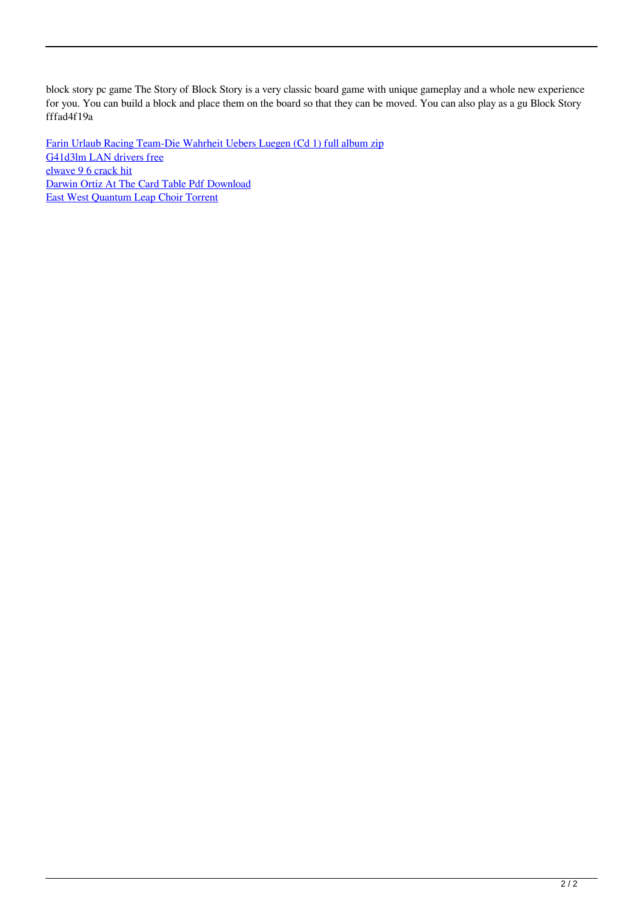block story pc game The Story of Block Story is a very classic board game with unique gameplay and a whole new experience for you. You can build a block and place them on the board so that they can be moved. You can also play as a gu Block Story fffad4f19a

Farin Urlaub Racing Team-Die Wahrheit Uebers Luegen (Cd 1) full album zip
G41d3lm LAN drivers free
elwave 9 6 crack hit
Darwin Ortiz At The Card Table Pdf Download
East West Quantum Leap Choir Torrent